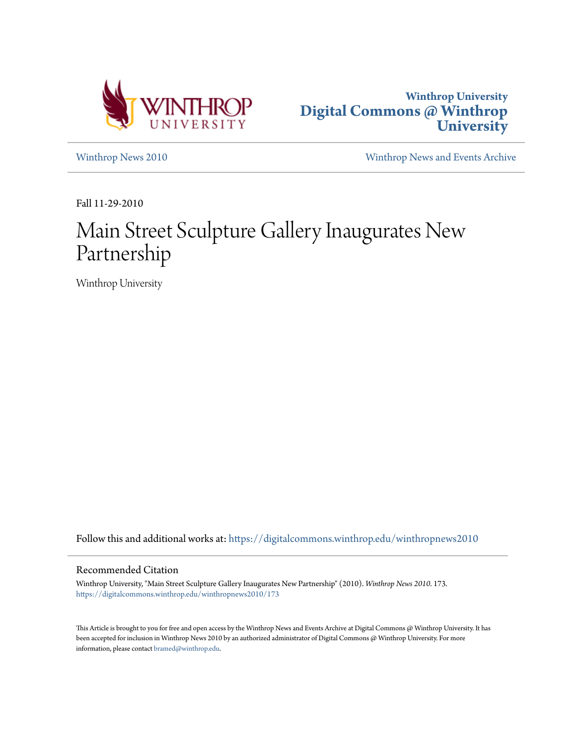Winthrop University
Digital Commons @ Winthrop University

Winthrop News 2010

Winthrop News and Events Archive

Fall 11-29-2010

# Main Street Sculpture Gallery Inaugurates New Partnership

Winthrop University

Follow this and additional works at: https://digitalcommons.winthrop.edu/winthropnews2010

## Recommended Citation

Winthrop University, "Main Street Sculpture Gallery Inaugurates New Partnership" (2010). *Winthrop News 2010*. 173. https://digitalcommons.winthrop.edu/winthropnews2010/173

This Article is brought to you for free and open access by the Winthrop News and Events Archive at Digital Commons @ Winthrop University. It has been accepted for inclusion in Winthrop News 2010 by an authorized administrator of Digital Commons @ Winthrop University. For more information, please contact bramed@winthrop.edu.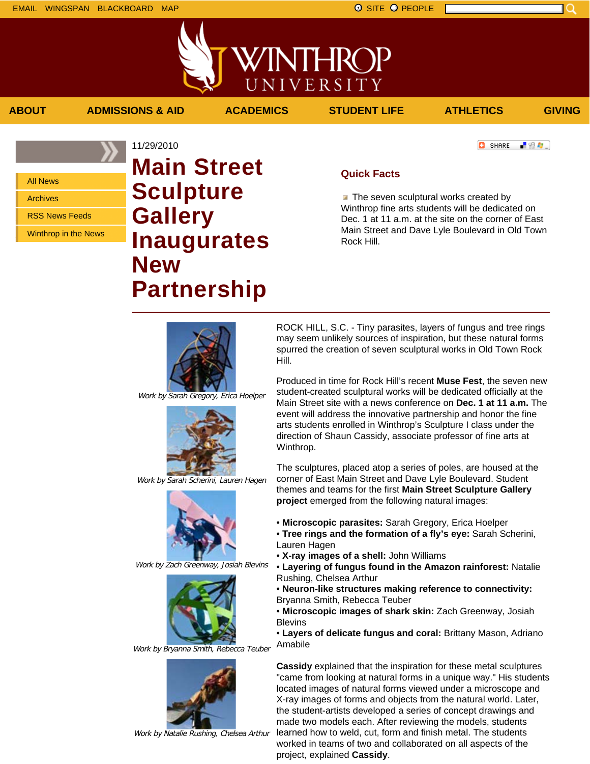EMAIL WINGSPAN BLACKBOARD MAP

SITE PEOPLE

ABOUT ADMISSIONS & AID ACADEMICS STUDENT LIFE ATHLETICS GIVING

- All News
- Archives
- RSS News Feeds
- Winthrop in the News

11/29/2010

# Main Street Sculpture Gallery Inaugurates New Partnership

## Quick Facts

- The seven sculptural works created by Winthrop fine arts students will be dedicated on Dec. 1 at 11 a.m. at the site on the corner of East Main Street and Dave Lyle Boulevard in Old Town Rock Hill.

*Work by Sarah Gregory, Erica Hoelper*

*Work by Sarah Scherini, Lauren Hagen*

*Work by Zach Greenway, Josiah Blevins*

*Work by Bryanna Smith, Rebecca Teuber*

*Work by Natalie Rushing, Chelsea Arthur*

ROCK HILL, S.C. - Tiny parasites, layers of fungus and tree rings may seem unlikely sources of inspiration, but these natural forms spurred the creation of seven sculptural works in Old Town Rock Hill.

Produced in time for Rock Hill's recent **Muse Fest**, the seven new student-created sculptural works will be dedicated officially at the Main Street site with a news conference on **Dec. 1 at 11 a.m.** The event will address the innovative partnership and honor the fine arts students enrolled in Winthrop's Sculpture I class under the direction of Shaun Cassidy, associate professor of fine arts at Winthrop.

The sculptures, placed atop a series of poles, are housed at the corner of East Main Street and Dave Lyle Boulevard. Student themes and teams for the first **Main Street Sculpture Gallery project** emerged from the following natural images:

• **Microscopic parasites:** Sarah Gregory, Erica Hoelper
• **Tree rings and the formation of a fly's eye:** Sarah Scherini, Lauren Hagen
• **X-ray images of a shell:** John Williams
• **Layering of fungus found in the Amazon rainforest:** Natalie Rushing, Chelsea Arthur
• **Neuron-like structures making reference to connectivity:** Bryanna Smith, Rebecca Teuber
• **Microscopic images of shark skin:** Zach Greenway, Josiah Blevins
• **Layers of delicate fungus and coral:** Brittany Mason, Adriano Amabile

**Cassidy** explained that the inspiration for these metal sculptures "came from looking at natural forms in a unique way." His students located images of natural forms viewed under a microscope and X-ray images of forms and objects from the natural world. Later, the student-artists developed a series of concept drawings and made two models each. After reviewing the models, students learned how to weld, cut, form and finish metal. The students worked in teams of two and collaborated on all aspects of the project, explained **Cassidy**.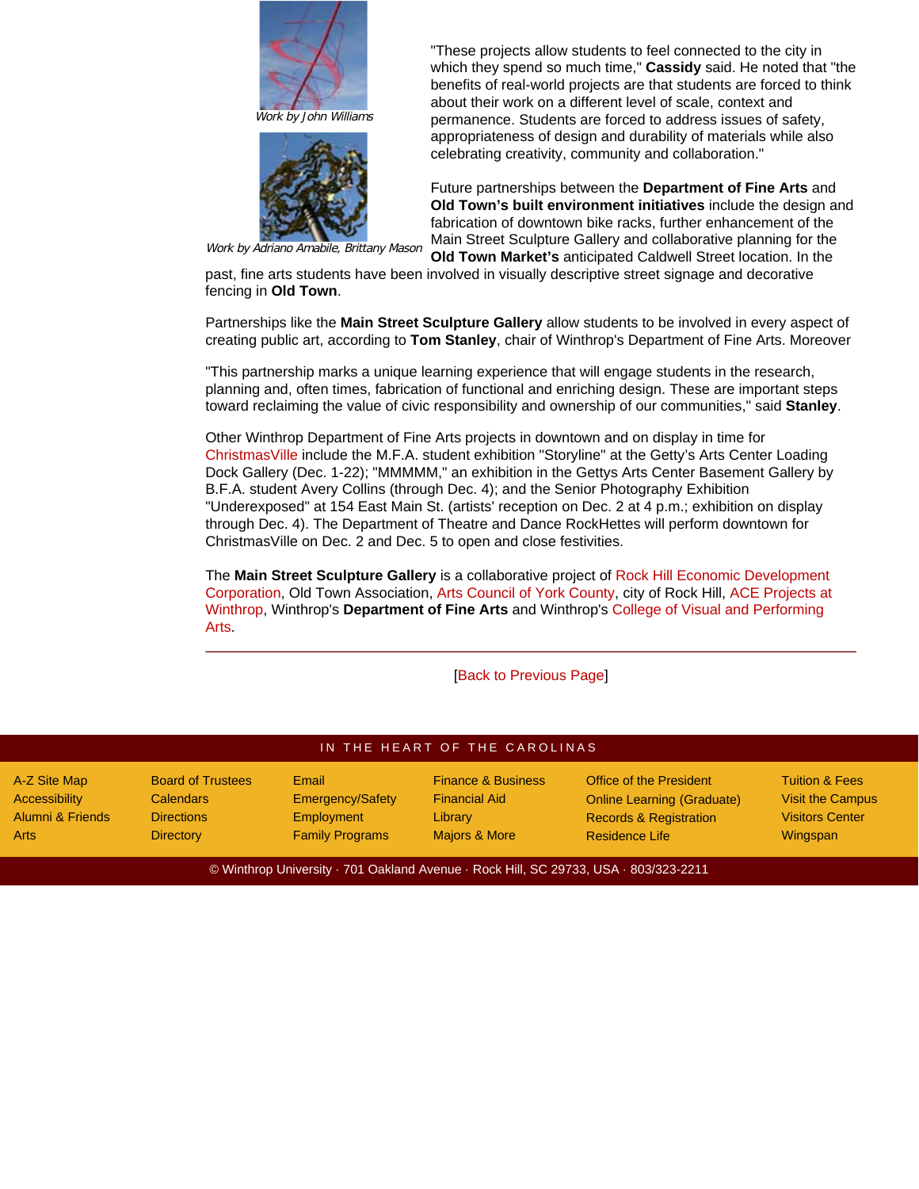*Work by John Williams*

*Work by Adriano Amabile, Brittany Mason*

"These projects allow students to feel connected to the city in which they spend so much time," **Cassidy** said. He noted that "the benefits of real-world projects are that students are forced to think about their work on a different level of scale, context and permanence. Students are forced to address issues of safety, appropriateness of design and durability of materials while also celebrating creativity, community and collaboration."

Future partnerships between the **Department of Fine Arts** and **Old Town's built environment initiatives** include the design and fabrication of downtown bike racks, further enhancement of the Main Street Sculpture Gallery and collaborative planning for the **Old Town Market's** anticipated Caldwell Street location. In the past, fine arts students have been involved in visually descriptive street signage and decorative fencing in **Old Town**.

Partnerships like the **Main Street Sculpture Gallery** allow students to be involved in every aspect of creating public art, according to **Tom Stanley**, chair of Winthrop's Department of Fine Arts. Moreover

"This partnership marks a unique learning experience that will engage students in the research, planning and, often times, fabrication of functional and enriching design. These are important steps toward reclaiming the value of civic responsibility and ownership of our communities," said **Stanley**.

Other Winthrop Department of Fine Arts projects in downtown and on display in time for ChristmasVille include the M.F.A. student exhibition "Storyline" at the Getty's Arts Center Loading Dock Gallery (Dec. 1-22); "MMMMM," an exhibition in the Gettys Arts Center Basement Gallery by B.F.A. student Avery Collins (through Dec. 4); and the Senior Photography Exhibition "Underexposed" at 154 East Main St. (artists' reception on Dec. 2 at 4 p.m.; exhibition on display through Dec. 4). The Department of Theatre and Dance RockHettes will perform downtown for ChristmasVille on Dec. 2 and Dec. 5 to open and close festivities.

The **Main Street Sculpture Gallery** is a collaborative project of Rock Hill Economic Development Corporation, Old Town Association, Arts Council of York County, city of Rock Hill, ACE Projects at Winthrop, Winthrop's **Department of Fine Arts** and Winthrop's College of Visual and Performing Arts.

---

[Back to Previous Page]

IN THE HEART OF THE CAROLINAS

A-Z Site Map
Accessibility
Alumni & Friends
Arts
Board of Trustees
Calendars
Directions
Directory
Email
Emergency/Safety
Employment
Family Programs
Finance & Business
Financial Aid
Library
Majors & More
Office of the President
Online Learning (Graduate)
Records & Registration
Residence Life
Tuition & Fees
Visit the Campus
Visitors Center
Wingspan

© Winthrop University · 701 Oakland Avenue · Rock Hill, SC 29733, USA · 803/323-2211